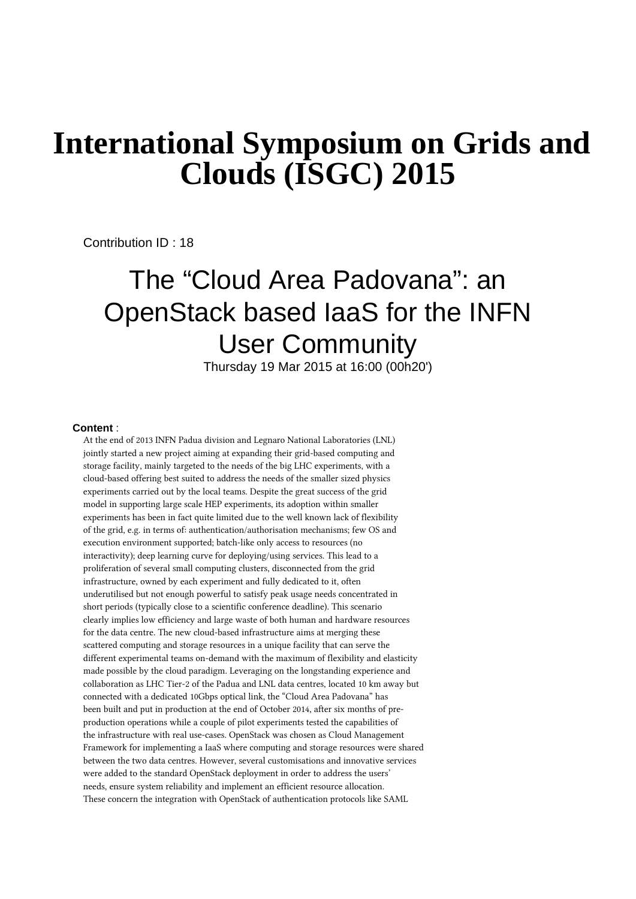# International Symposium on Grids and Clouds (ISGC) 2015

Contribution ID : 18

## The “Cloud Area Padovana”: an OpenStack based IaaS for the INFN User Community

Thursday 19 Mar 2015 at 16:00 (00h20')

**Content** :

At the end of 2013 INFN Padua division and Legnaro National Laboratories (LNL) jointly started a new project aiming at expanding their grid-based computing and storage facility, mainly targeted to the needs of the big LHC experiments, with a cloud-based offering best suited to address the needs of the smaller sized physics experiments carried out by the local teams. Despite the great success of the grid model in supporting large scale HEP experiments, its adoption within smaller experiments has been in fact quite limited due to the well known lack of flexibility of the grid, e.g. in terms of: authentication/authorisation mechanisms; few OS and execution environment supported; batch-like only access to resources (no interactivity); deep learning curve for deploying/using services. This lead to a proliferation of several small computing clusters, disconnected from the grid infrastructure, owned by each experiment and fully dedicated to it, often underutilised but not enough powerful to satisfy peak usage needs concentrated in short periods (typically close to a scientific conference deadline). This scenario clearly implies low efficiency and large waste of both human and hardware resources for the data centre. The new cloud-based infrastructure aims at merging these scattered computing and storage resources in a unique facility that can serve the different experimental teams on-demand with the maximum of flexibility and elasticity made possible by the cloud paradigm. Leveraging on the longstanding experience and collaboration as LHC Tier-2 of the Padua and LNL data centres, located 10 km away but connected with a dedicated 10Gbps optical link, the “Cloud Area Padovana” has been built and put in production at the end of October 2014, after six months of pre-production operations while a couple of pilot experiments tested the capabilities of the infrastructure with real use-cases. OpenStack was chosen as Cloud Management Framework for implementing a IaaS where computing and storage resources were shared between the two data centres. However, several customisations and innovative services were added to the standard OpenStack deployment in order to address the users' needs, ensure system reliability and implement an efficient resource allocation. These concern the integration with OpenStack of authentication protocols like SAML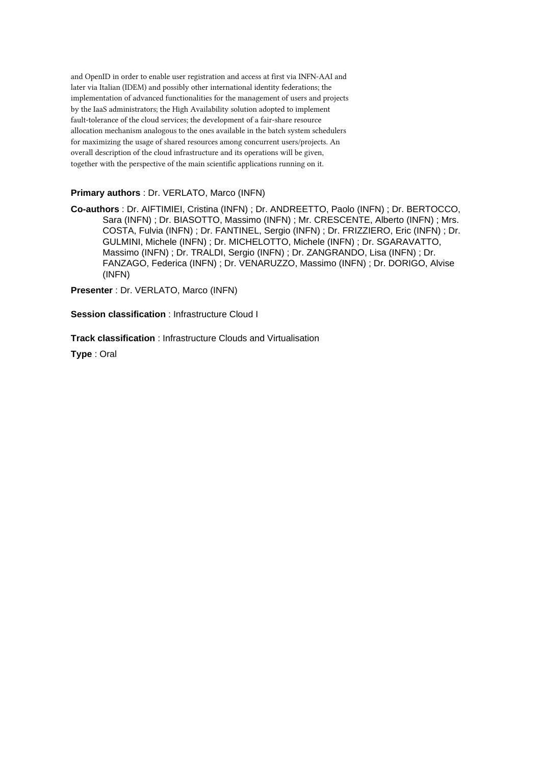and OpenID in order to enable user registration and access at first via INFN-AAI and later via Italian (IDEM) and possibly other international identity federations; the implementation of advanced functionalities for the management of users and projects by the IaaS administrators; the High Availability solution adopted to implement fault-tolerance of the cloud services; the development of a fair-share resource allocation mechanism analogous to the ones available in the batch system schedulers for maximizing the usage of shared resources among concurrent users/projects. An overall description of the cloud infrastructure and its operations will be given, together with the perspective of the main scientific applications running on it.

**Primary authors** : Dr. VERLATO, Marco (INFN)

**Co-authors** : Dr. AIFTIMIEI, Cristina (INFN) ; Dr. ANDREETTO, Paolo (INFN) ; Dr. BERTOCCO, Sara (INFN) ; Dr. BIASOTTO, Massimo (INFN) ; Mr. CRESCENTE, Alberto (INFN) ; Mrs. COSTA, Fulvia (INFN) ; Dr. FANTINEL, Sergio (INFN) ; Dr. FRIZZIERO, Eric (INFN) ; Dr. GULMINI, Michele (INFN) ; Dr. MICHELOTTO, Michele (INFN) ; Dr. SGARAVATTO, Massimo (INFN) ; Dr. TRALDI, Sergio (INFN) ; Dr. ZANGRANDO, Lisa (INFN) ; Dr. FANZAGO, Federica (INFN) ; Dr. VENARUZZO, Massimo (INFN) ; Dr. DORIGO, Alvise (INFN)

**Presenter** : Dr. VERLATO, Marco (INFN)

**Session classification** : Infrastructure Cloud I

**Track classification** : Infrastructure Clouds and Virtualisation

**Type** : Oral